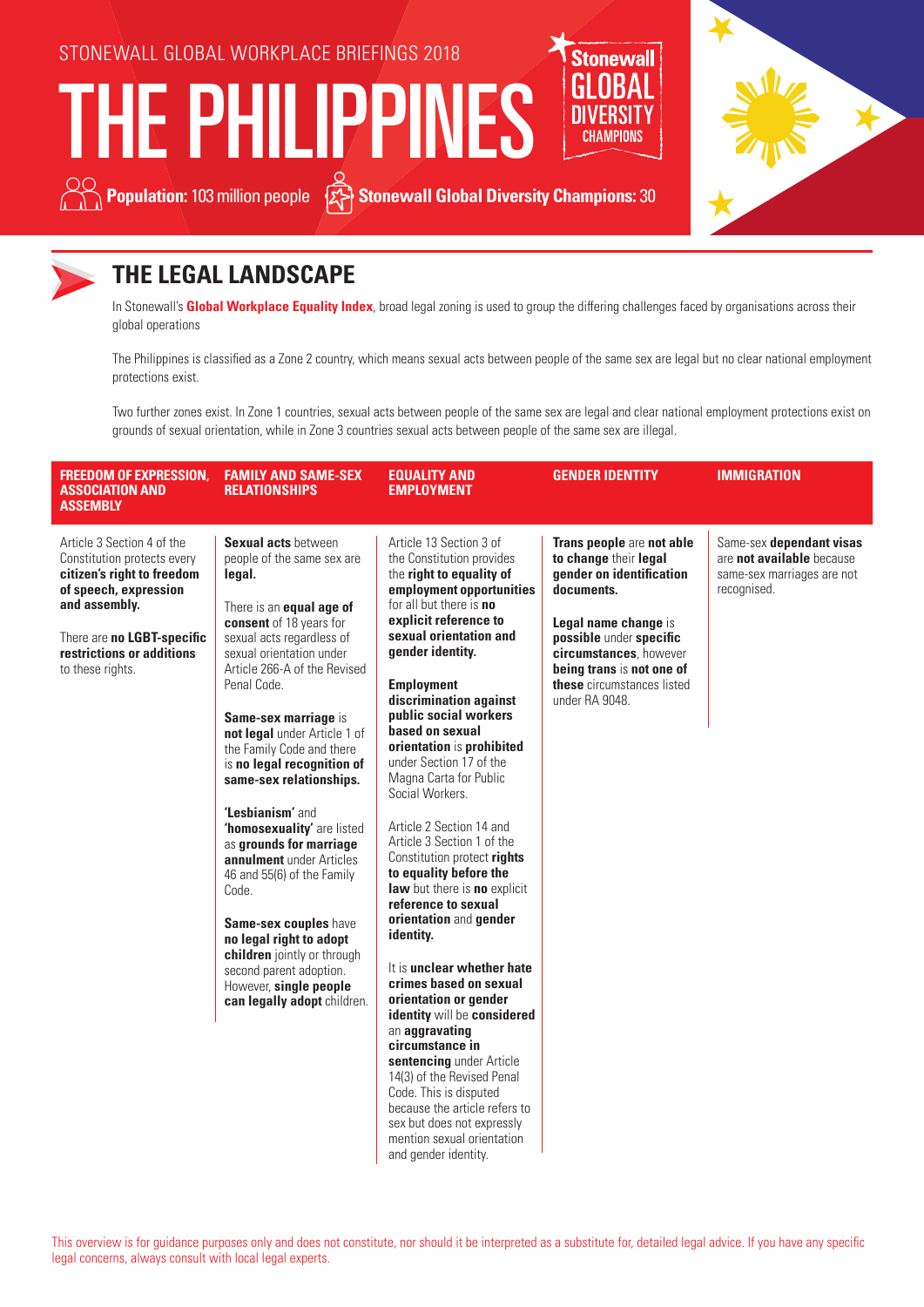STONEWALL GLOBAL WORKPLACE BRIEFINGS 2018

# THE PHILIPPINES

Stonewall GLOBAL DIVERSITY CHAMPIONS

**Population:** 103 million people **Stonewall Global Diversity Champions:** 30

## THE LEGAL LANDSCAPE

In Stonewall's **Global Workplace Equality Index**, broad legal zoning is used to group the differing challenges faced by organisations across their global operations

The Philippines is classified as a Zone 2 country, which means sexual acts between people of the same sex are legal but no clear national employment protections exist.

Two further zones exist. In Zone 1 countries, sexual acts between people of the same sex are legal and clear national employment protections exist on grounds of sexual orientation, while in Zone 3 countries sexual acts between people of the same sex are illegal.

### FREEDOM OF EXPRESSION, ASSOCIATION AND ASSEMBLY

Article 3 Section 4 of the Constitution protects every **citizen's right to freedom of speech, expression and assembly.**

There are **no LGBT-specific restrictions or additions** to these rights.

### FAMILY AND SAME-SEX RELATIONSHIPS

**Sexual acts** between people of the same sex are **legal.**

There is an **equal age of consent** of 18 years for sexual acts regardless of sexual orientation under Article 266-A of the Revised Penal Code.

**Same-sex marriage** is **not legal** under Article 1 of the Family Code and there is **no legal recognition of same-sex relationships.**

**'Lesbianism'** and **'homosexuality'** are listed as **grounds for marriage annulment** under Articles 46 and 55(6) of the Family Code.

**Same-sex couples** have **no legal right to adopt children** jointly or through second parent adoption. However, **single people can legally adopt** children.

### EQUALITY AND EMPLOYMENT

Article 13 Section 3 of the Constitution provides the **right to equality of employment opportunities** for all but there is **no explicit reference to sexual orientation and gender identity.**

**Employment discrimination against public social workers based on sexual orientation** is **prohibited** under Section 17 of the Magna Carta for Public Social Workers.

Article 2 Section 14 and Article 3 Section 1 of the Constitution protect **rights to equality before the law** but there is **no** explicit **reference to sexual orientation** and **gender identity.**

It is **unclear whether hate crimes based on sexual orientation or gender identity** will be **considered** an **aggravating circumstance in sentencing** under Article 14(3) of the Revised Penal Code. This is disputed because the article refers to sex but does not expressly mention sexual orientation and gender identity.

### GENDER IDENTITY

**Trans people** are **not able to change** their **legal gender on identification documents.**

**Legal name change** is **possible** under **specific circumstances**, however **being trans** is **not one of these** circumstances listed under RA 9048.

### IMMIGRATION

Same-sex **dependant visas** are **not available** because same-sex marriages are not recognised.

This overview is for guidance purposes only and does not constitute, nor should it be interpreted as a substitute for, detailed legal advice. If you have any specific legal concerns, always consult with local legal experts.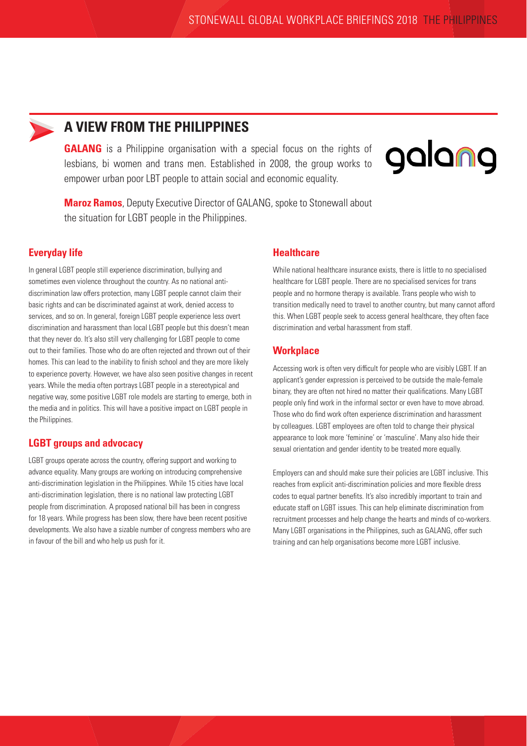## A VIEW FROM THE PHILIPPINES

**GALANG** is a Philippine organisation with a special focus on the rights of lesbians, bi women and trans men. Established in 2008, the group works to empower urban poor LBT people to attain social and economic equality.

**Maroz Ramos**, Deputy Executive Director of GALANG, spoke to Stonewall about the situation for LGBT people in the Philippines.

### Everyday life

In general LGBT people still experience discrimination, bullying and sometimes even violence throughout the country. As no national anti-discrimination law offers protection, many LGBT people cannot claim their basic rights and can be discriminated against at work, denied access to services, and so on. In general, foreign LGBT people experience less overt discrimination and harassment than local LGBT people but this doesn't mean that they never do. It's also still very challenging for LGBT people to come out to their families. Those who do are often rejected and thrown out of their homes. This can lead to the inability to finish school and they are more likely to experience poverty. However, we have also seen positive changes in recent years. While the media often portrays LGBT people in a stereotypical and negative way, some positive LGBT role models are starting to emerge, both in the media and in politics. This will have a positive impact on LGBT people in the Philippines.

### LGBT groups and advocacy

LGBT groups operate across the country, offering support and working to advance equality. Many groups are working on introducing comprehensive anti-discrimination legislation in the Philippines. While 15 cities have local anti-discrimination legislation, there is no national law protecting LGBT people from discrimination. A proposed national bill has been in congress for 18 years. While progress has been slow, there have been recent positive developments. We also have a sizable number of congress members who are in favour of the bill and who help us push for it.

### Healthcare

While national healthcare insurance exists, there is little to no specialised healthcare for LGBT people. There are no specialised services for trans people and no hormone therapy is available. Trans people who wish to transition medically need to travel to another country, but many cannot afford this. When LGBT people seek to access general healthcare, they often face discrimination and verbal harassment from staff.

### Workplace

Accessing work is often very difficult for people who are visibly LGBT. If an applicant's gender expression is perceived to be outside the male-female binary, they are often not hired no matter their qualifications. Many LGBT people only find work in the informal sector or even have to move abroad. Those who do find work often experience discrimination and harassment by colleagues. LGBT employees are often told to change their physical appearance to look more 'feminine' or 'masculine'. Many also hide their sexual orientation and gender identity to be treated more equally.

Employers can and should make sure their policies are LGBT inclusive. This reaches from explicit anti-discrimination policies and more flexible dress codes to equal partner benefits. It's also incredibly important to train and educate staff on LGBT issues. This can help eliminate discrimination from recruitment processes and help change the hearts and minds of co-workers. Many LGBT organisations in the Philippines, such as GALANG, offer such training and can help organisations become more LGBT inclusive.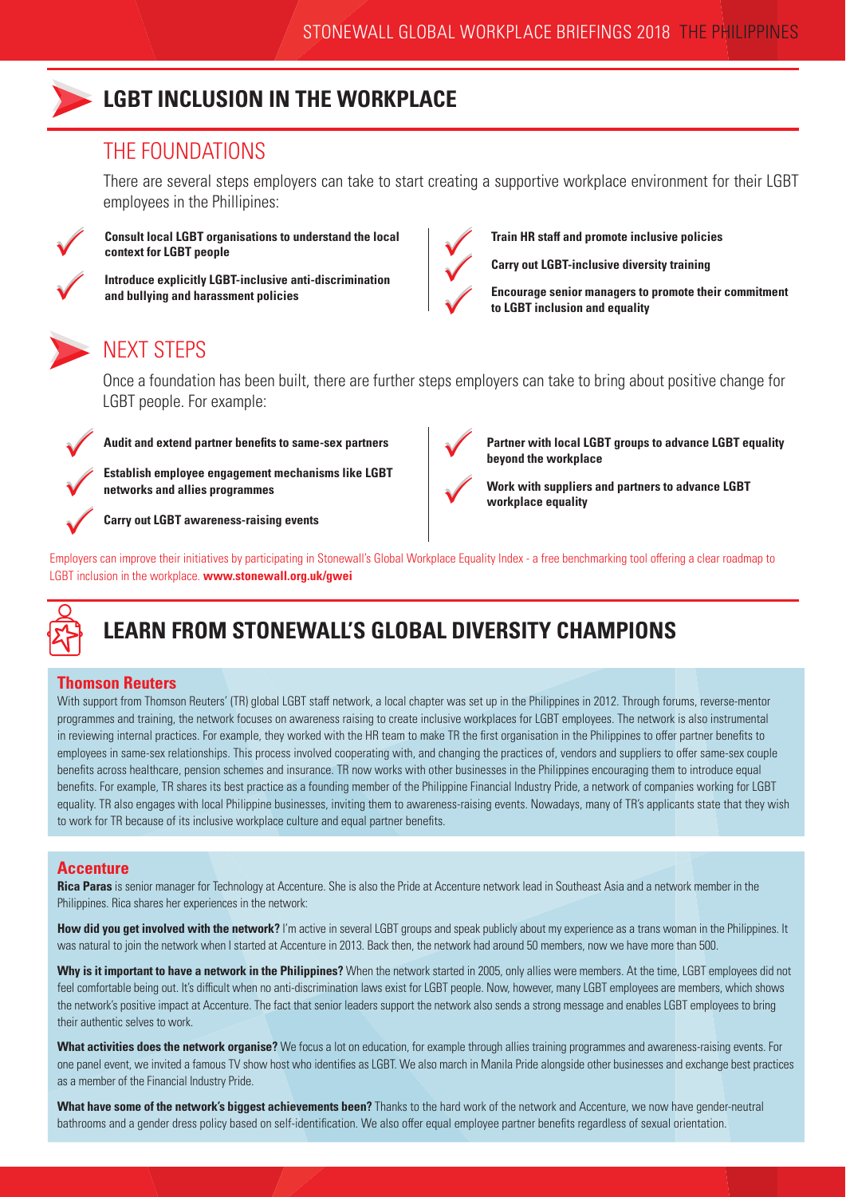# LGBT INCLUSION IN THE WORKPLACE

## THE FOUNDATIONS

There are several steps employers can take to start creating a supportive workplace environment for their LGBT employees in the Phillipines:

- **Consult local LGBT organisations to understand the local context for LGBT people**
- **Introduce explicitly LGBT-inclusive anti-discrimination and bullying and harassment policies**
- **Train HR staff and promote inclusive policies**
- **Carry out LGBT-inclusive diversity training**
- **Encourage senior managers to promote their commitment to LGBT inclusion and equality**

## NEXT STEPS

Once a foundation has been built, there are further steps employers can take to bring about positive change for LGBT people. For example:

- **Audit and extend partner benefits to same-sex partners**
- **Establish employee engagement mechanisms like LGBT networks and allies programmes**
- **Carry out LGBT awareness-raising events**
- **Partner with local LGBT groups to advance LGBT equality beyond the workplace**
- **Work with suppliers and partners to advance LGBT workplace equality**

Employers can improve their initiatives by participating in Stonewall's Global Workplace Equality Index - a free benchmarking tool offering a clear roadmap to LGBT inclusion in the workplace. **www.stonewall.org.uk/gwei**

# LEARN FROM STONEWALL'S GLOBAL DIVERSITY CHAMPIONS

### Thomson Reuters

With support from Thomson Reuters' (TR) global LGBT staff network, a local chapter was set up in the Philippines in 2012. Through forums, reverse-mentor programmes and training, the network focuses on awareness raising to create inclusive workplaces for LGBT employees. The network is also instrumental in reviewing internal practices. For example, they worked with the HR team to make TR the first organisation in the Philippines to offer partner benefits to employees in same-sex relationships. This process involved cooperating with, and changing the practices of, vendors and suppliers to offer same-sex couple benefits across healthcare, pension schemes and insurance. TR now works with other businesses in the Philippines encouraging them to introduce equal benefits. For example, TR shares its best practice as a founding member of the Philippine Financial Industry Pride, a network of companies working for LGBT equality. TR also engages with local Philippine businesses, inviting them to awareness-raising events. Nowadays, many of TR's applicants state that they wish to work for TR because of its inclusive workplace culture and equal partner benefits.

### Accenture

**Rica Paras** is senior manager for Technology at Accenture. She is also the Pride at Accenture network lead in Southeast Asia and a network member in the Philippines. Rica shares her experiences in the network:

**How did you get involved with the network?** I'm active in several LGBT groups and speak publicly about my experience as a trans woman in the Philippines. It was natural to join the network when I started at Accenture in 2013. Back then, the network had around 50 members, now we have more than 500.

**Why is it important to have a network in the Philippines?** When the network started in 2005, only allies were members. At the time, LGBT employees did not feel comfortable being out. It's difficult when no anti-discrimination laws exist for LGBT people. Now, however, many LGBT employees are members, which shows the network's positive impact at Accenture. The fact that senior leaders support the network also sends a strong message and enables LGBT employees to bring their authentic selves to work.

**What activities does the network organise?** We focus a lot on education, for example through allies training programmes and awareness-raising events. For one panel event, we invited a famous TV show host who identifies as LGBT. We also march in Manila Pride alongside other businesses and exchange best practices as a member of the Financial Industry Pride.

**What have some of the network's biggest achievements been?** Thanks to the hard work of the network and Accenture, we now have gender-neutral bathrooms and a gender dress policy based on self-identification. We also offer equal employee partner benefits regardless of sexual orientation.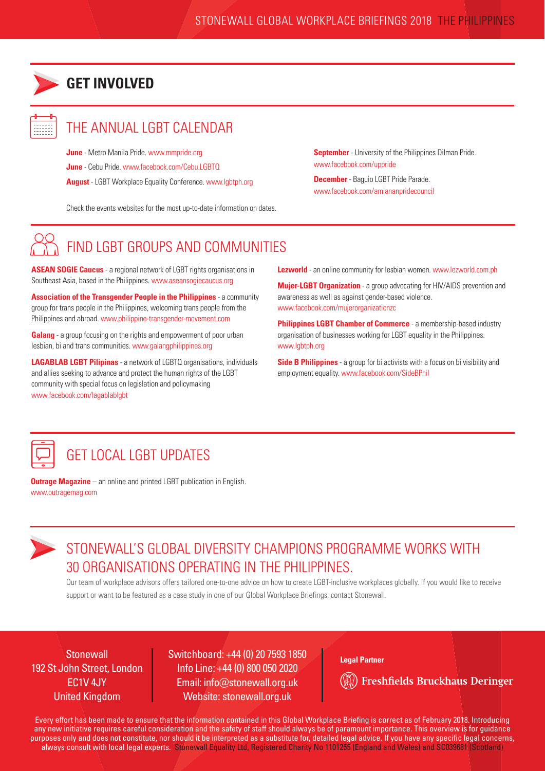# GET INVOLVED

## THE ANNUAL LGBT CALENDAR

**June** - Metro Manila Pride. www.mmpride.org

**June** - Cebu Pride. www.facebook.com/Cebu.LGBTQ

**August** - LGBT Workplace Equality Conference. www.lgbtph.org

**September** - University of the Philippines Dilman Pride. www.facebook.com/uppride

**December** - Baguio LGBT Pride Parade. www.facebook.com/amiananpridecouncil

Check the events websites for the most up-to-date information on dates.

## FIND LGBT GROUPS AND COMMUNITIES

**ASEAN SOGIE Caucus** - a regional network of LGBT rights organisations in Southeast Asia, based in the Philippines. www.aseansogiecaucus.org

**Association of the Transgender People in the Philippines** - a community group for trans people in the Philippines, welcoming trans people from the Philippines and abroad. www.philippine-transgender-movement.com

**Galang** - a group focusing on the rights and empowerment of poor urban lesbian, bi and trans communities. www.galangphilippines.org

**LAGABLAB LGBT Pilipinas** - a network of LGBTQ organisations, individuals and allies seeking to advance and protect the human rights of the LGBT community with special focus on legislation and policymaking www.facebook.com/lagablablgbt

**Lezworld** - an online community for lesbian women. www.lezworld.com.ph

**Mujer-LGBT Organization** - a group advocating for HIV/AIDS prevention and awareness as well as against gender-based violence. www.facebook.com/mujerorganizationzc

**Philippines LGBT Chamber of Commerce** - a membership-based industry organisation of businesses working for LGBT equality in the Philippines. www.lgbtph.org

**Side B Philippines** - a group for bi activists with a focus on bi visibility and employment equality. www.facebook.com/SideBPhil

## GET LOCAL LGBT UPDATES

**Outrage Magazine** – an online and printed LGBT publication in English. www.outragemag.com

## STONEWALL'S GLOBAL DIVERSITY CHAMPIONS PROGRAMME WORKS WITH 30 ORGANISATIONS OPERATING IN THE PHILIPPINES.

Our team of workplace advisors offers tailored one-to-one advice on how to create LGBT-inclusive workplaces globally. If you would like to receive support or want to be featured as a case study in one of our Global Workplace Briefings, contact Stonewall.

Stonewall
192 St John Street, London
EC1V 4JY
United Kingdom

Switchboard: +44 (0) 20 7593 1850
Info Line: +44 (0) 800 050 2020
Email: info@stonewall.org.uk
Website: stonewall.org.uk

**Legal Partner**

Freshfields Bruckhaus Deringer

Every effort has been made to ensure that the information contained in this Global Workplace Briefing is correct as of February 2018. Introducing any new initiative requires careful consideration and the safety of staff should always be of paramount importance. This overview is for guidance purposes only and does not constitute, nor should it be interpreted as a substitute for, detailed legal advice. If you have any specific legal concerns, always consult with local legal experts. Stonewall Equality Ltd, Registered Charity No 1101255 (England and Wales) and SC039681 (Scotland)